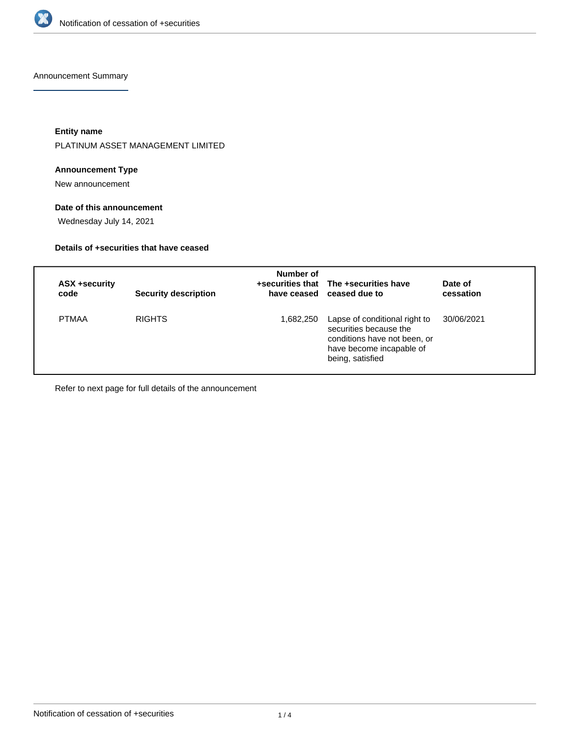Announcement Summary

**Entity name**

PLATINUM ASSET MANAGEMENT LIMITED

**Announcement Type**

New announcement

**Date of this announcement**

Wednesday July 14, 2021

**Details of +securities that have ceased**

| ASX +security code | Security description | Number of +securities that have ceased | The +securities have ceased due to | Date of cessation |
|---|---|---|---|---|
| PTMAA | RIGHTS | 1,682,250 | Lapse of conditional right to securities because the conditions have not been, or have become incapable of being, satisfied | 30/06/2021 |

Refer to next page for full details of the announcement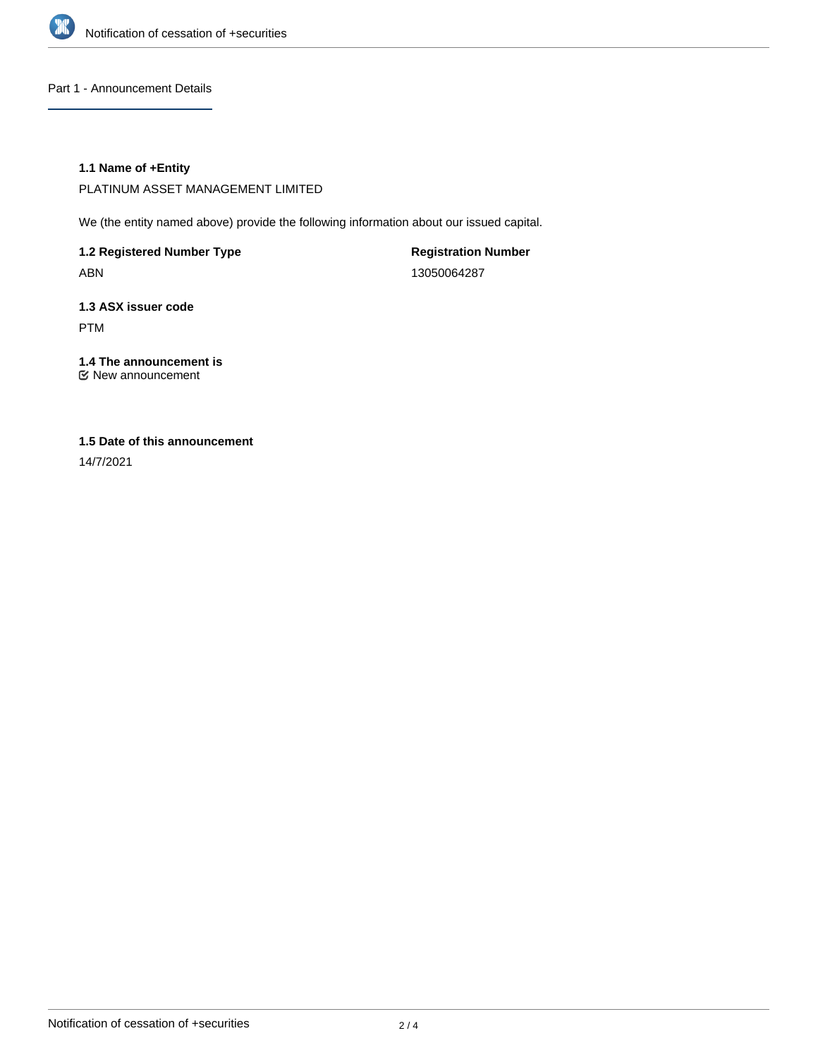## Part 1 - Announcement Details

### 1.1 Name of +Entity

PLATINUM ASSET MANAGEMENT LIMITED

We (the entity named above) provide the following information about our issued capital.

**1.2 Registered Number Type**

ABN

**Registration Number**

13050064287

**1.3 ASX issuer code**

PTM

**1.4 The announcement is**

☑ New announcement

**1.5 Date of this announcement**

14/7/2021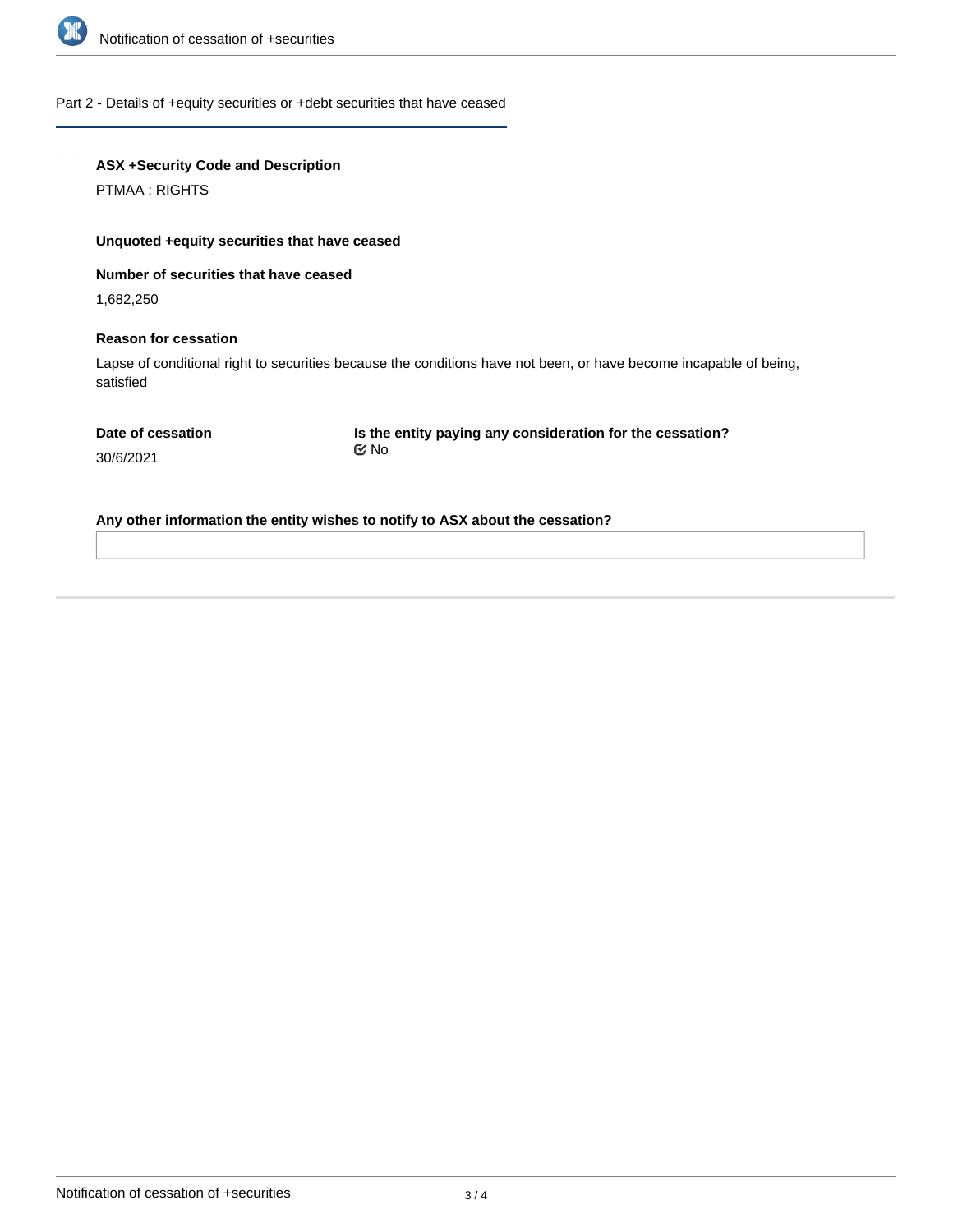## Part 2 - Details of +equity securities or +debt securities that have ceased

**ASX +Security Code and Description**

PTMAA : RIGHTS

**Unquoted +equity securities that have ceased**

**Number of securities that have ceased**

1,682,250

**Reason for cessation**

Lapse of conditional right to securities because the conditions have not been, or have become incapable of being, satisfied

**Date of cessation**

30/6/2021

**Is the entity paying any consideration for the cessation?**

☑ No

**Any other information the entity wishes to notify to ASX about the cessation?**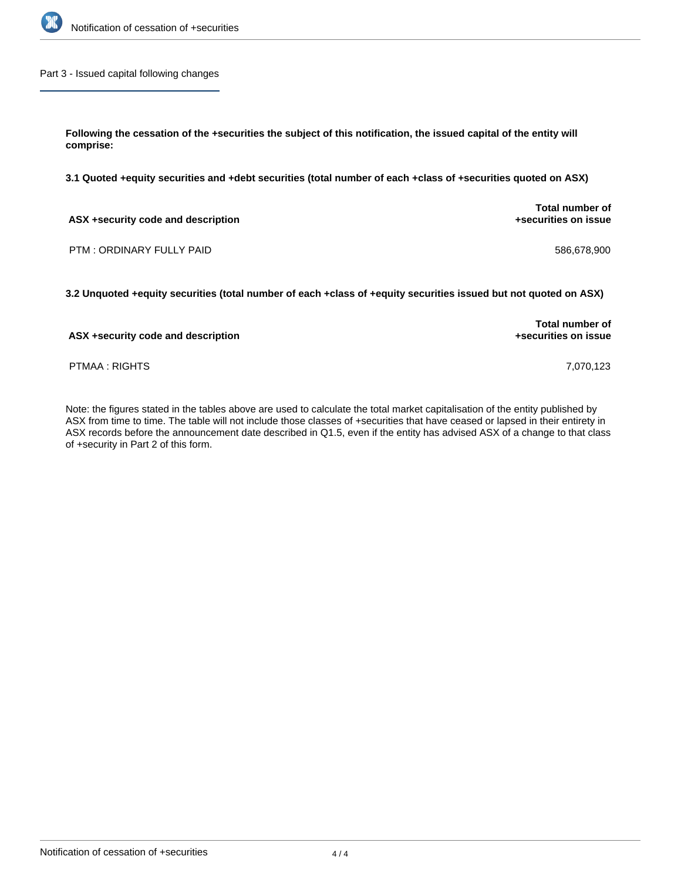## Part 3 - Issued capital following changes

**Following the cessation of the +securities the subject of this notification, the issued capital of the entity will comprise:**

**3.1 Quoted +equity securities and +debt securities (total number of each +class of +securities quoted on ASX)**

| ASX +security code and description | Total number of +securities on issue |
| --- | --- |
| PTM : ORDINARY FULLY PAID | 586,678,900 |

**3.2 Unquoted +equity securities (total number of each +class of +equity securities issued but not quoted on ASX)**

| ASX +security code and description | Total number of +securities on issue |
| --- | --- |
| PTMAA : RIGHTS | 7,070,123 |

Note: the figures stated in the tables above are used to calculate the total market capitalisation of the entity published by ASX from time to time. The table will not include those classes of +securities that have ceased or lapsed in their entirety in ASX records before the announcement date described in Q1.5, even if the entity has advised ASX of a change to that class of +security in Part 2 of this form.